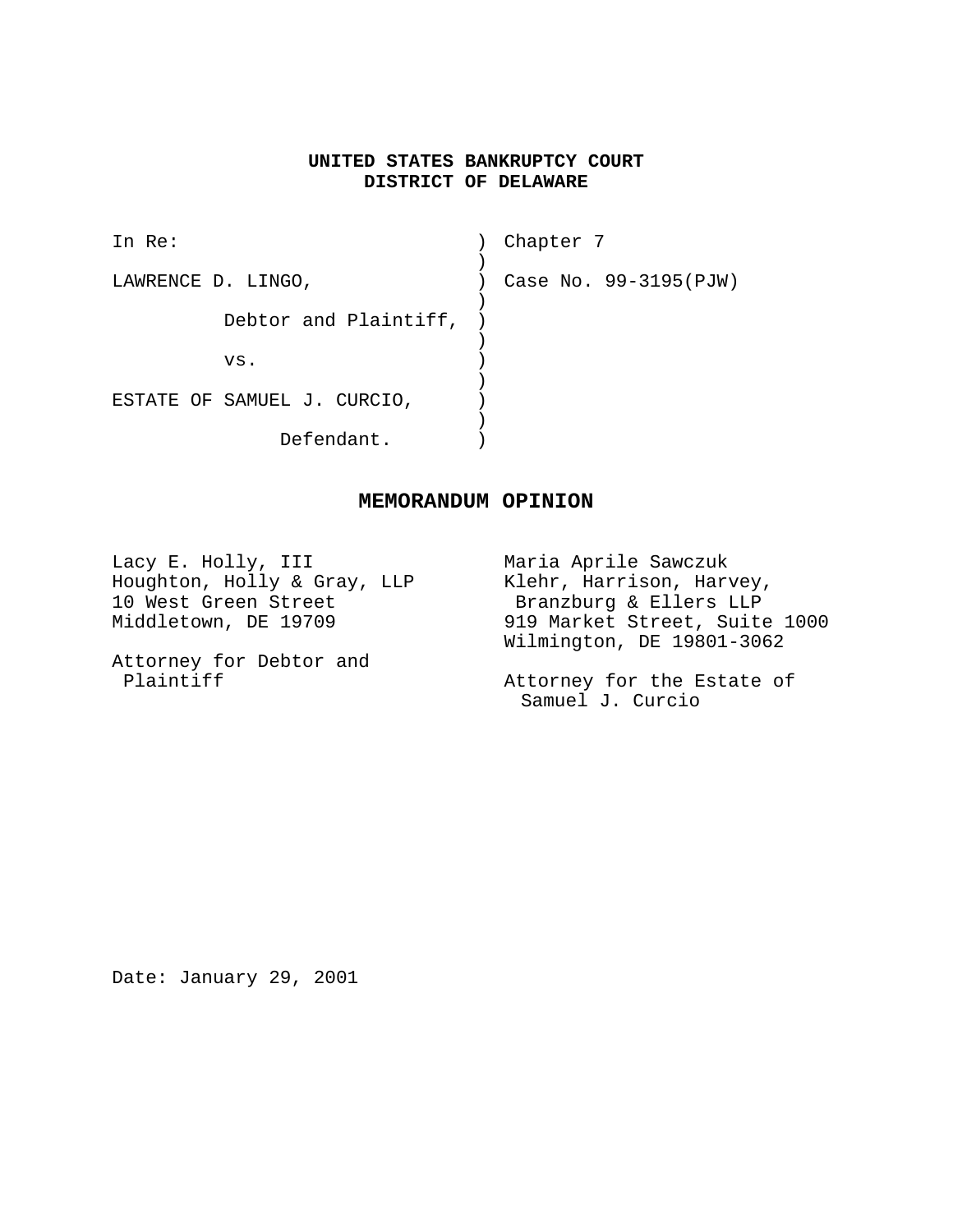**UNITED STATES BANKRUPTCY COURT**
**DISTRICT OF DELAWARE**

| | | |
|---|---|---|
| In Re: | ) | Chapter 7 |
| | ) | |
| LAWRENCE D. LINGO, | ) | Case No. 99-3195(PJW) |
| | ) | |
| Debtor and Plaintiff, | ) | |
| | ) | |
| vs. | ) | |
| | ) | |
| ESTATE OF SAMUEL J. CURCIO, | ) | |
| | ) | |
| Defendant. | ) | |

## MEMORANDUM OPINION

Lacy E. Holly, III
Houghton, Holly & Gray, LLP
10 West Green Street
Middletown, DE 19709

Attorney for Debtor and Plaintiff

Maria Aprile Sawczuk
Klehr, Harrison, Harvey, Branzburg & Ellers LLP
919 Market Street, Suite 1000
Wilmington, DE 19801-3062

Attorney for the Estate of Samuel J. Curcio

Date: January 29, 2001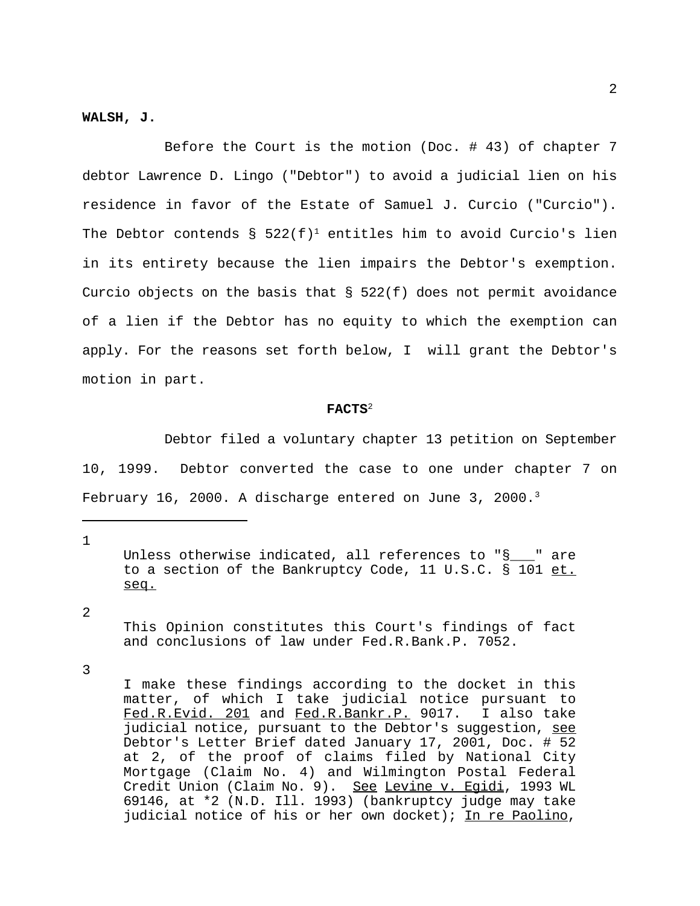**WALSH, J.**

Before the Court is the motion (Doc. # 43) of chapter 7 debtor Lawrence D. Lingo ("Debtor") to avoid a judicial lien on his residence in favor of the Estate of Samuel J. Curcio ("Curcio"). The Debtor contends § 522(f)[1] entitles him to avoid Curcio's lien in its entirety because the lien impairs the Debtor's exemption. Curcio objects on the basis that § 522(f) does not permit avoidance of a lien if the Debtor has no equity to which the exemption can apply. For the reasons set forth below, I will grant the Debtor's motion in part.

**FACTS**[2]

Debtor filed a voluntary chapter 13 petition on September 10, 1999. Debtor converted the case to one under chapter 7 on February 16, 2000. A discharge entered on June 3, 2000.[3]

---

1 Unless otherwise indicated, all references to "§___" are to a section of the Bankruptcy Code, 11 U.S.C. § 101 et. seq.

2 This Opinion constitutes this Court's findings of fact and conclusions of law under Fed.R.Bank.P. 7052.

3 I make these findings according to the docket in this matter, of which I take judicial notice pursuant to Fed.R.Evid. 201 and Fed.R.Bankr.P. 9017. I also take judicial notice, pursuant to the Debtor's suggestion, see Debtor's Letter Brief dated January 17, 2001, Doc. # 52 at 2, of the proof of claims filed by National City Mortgage (Claim No. 4) and Wilmington Postal Federal Credit Union (Claim No. 9). See Levine v. Egidi, 1993 WL 69146, at *2 (N.D. Ill. 1993) (bankruptcy judge may take judicial notice of his or her own docket); In re Paolino,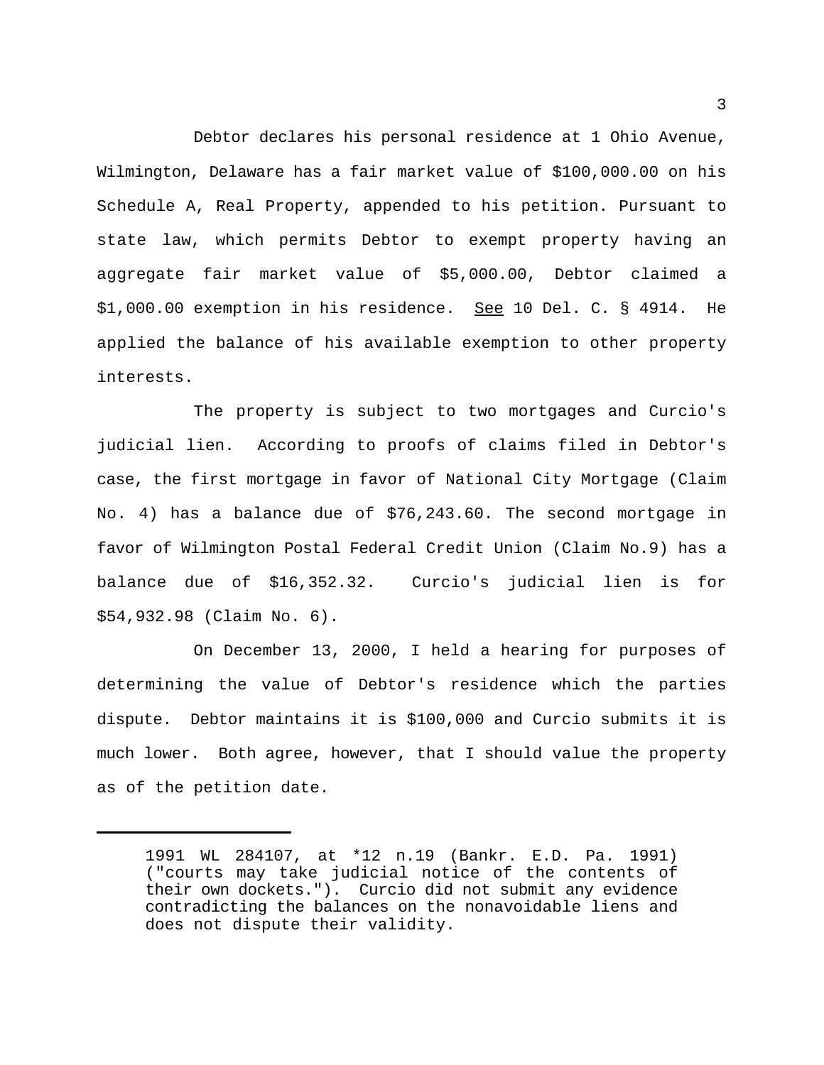Debtor declares his personal residence at 1 Ohio Avenue, Wilmington, Delaware has a fair market value of $100,000.00 on his Schedule A, Real Property, appended to his petition. Pursuant to state law, which permits Debtor to exempt property having an aggregate fair market value of $5,000.00, Debtor claimed a $1,000.00 exemption in his residence. See 10 Del. C. § 4914. He applied the balance of his available exemption to other property interests.

The property is subject to two mortgages and Curcio's judicial lien. According to proofs of claims filed in Debtor's case, the first mortgage in favor of National City Mortgage (Claim No. 4) has a balance due of $76,243.60. The second mortgage in favor of Wilmington Postal Federal Credit Union (Claim No.9) has a balance due of $16,352.32. Curcio's judicial lien is for $54,932.98 (Claim No. 6).

On December 13, 2000, I held a hearing for purposes of determining the value of Debtor's residence which the parties dispute. Debtor maintains it is $100,000 and Curcio submits it is much lower. Both agree, however, that I should value the property as of the petition date.

---

1991 WL 284107, at *12 n.19 (Bankr. E.D. Pa. 1991) ("courts may take judicial notice of the contents of their own dockets."). Curcio did not submit any evidence contradicting the balances on the nonavoidable liens and does not dispute their validity.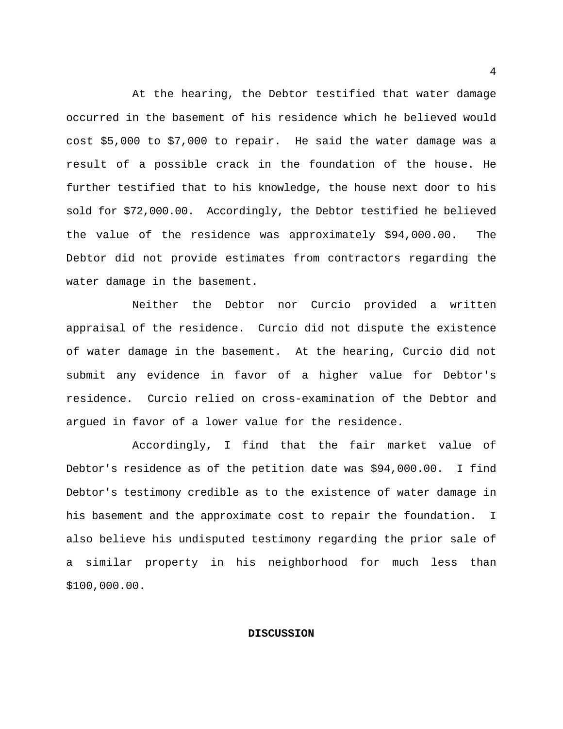At the hearing, the Debtor testified that water damage occurred in the basement of his residence which he believed would cost $5,000 to $7,000 to repair. He said the water damage was a result of a possible crack in the foundation of the house. He further testified that to his knowledge, the house next door to his sold for $72,000.00. Accordingly, the Debtor testified he believed the value of the residence was approximately $94,000.00. The Debtor did not provide estimates from contractors regarding the water damage in the basement.

Neither the Debtor nor Curcio provided a written appraisal of the residence. Curcio did not dispute the existence of water damage in the basement. At the hearing, Curcio did not submit any evidence in favor of a higher value for Debtor's residence. Curcio relied on cross-examination of the Debtor and argued in favor of a lower value for the residence.

Accordingly, I find that the fair market value of Debtor's residence as of the petition date was $94,000.00. I find Debtor's testimony credible as to the existence of water damage in his basement and the approximate cost to repair the foundation. I also believe his undisputed testimony regarding the prior sale of a similar property in his neighborhood for much less than $100,000.00.

**DISCUSSION**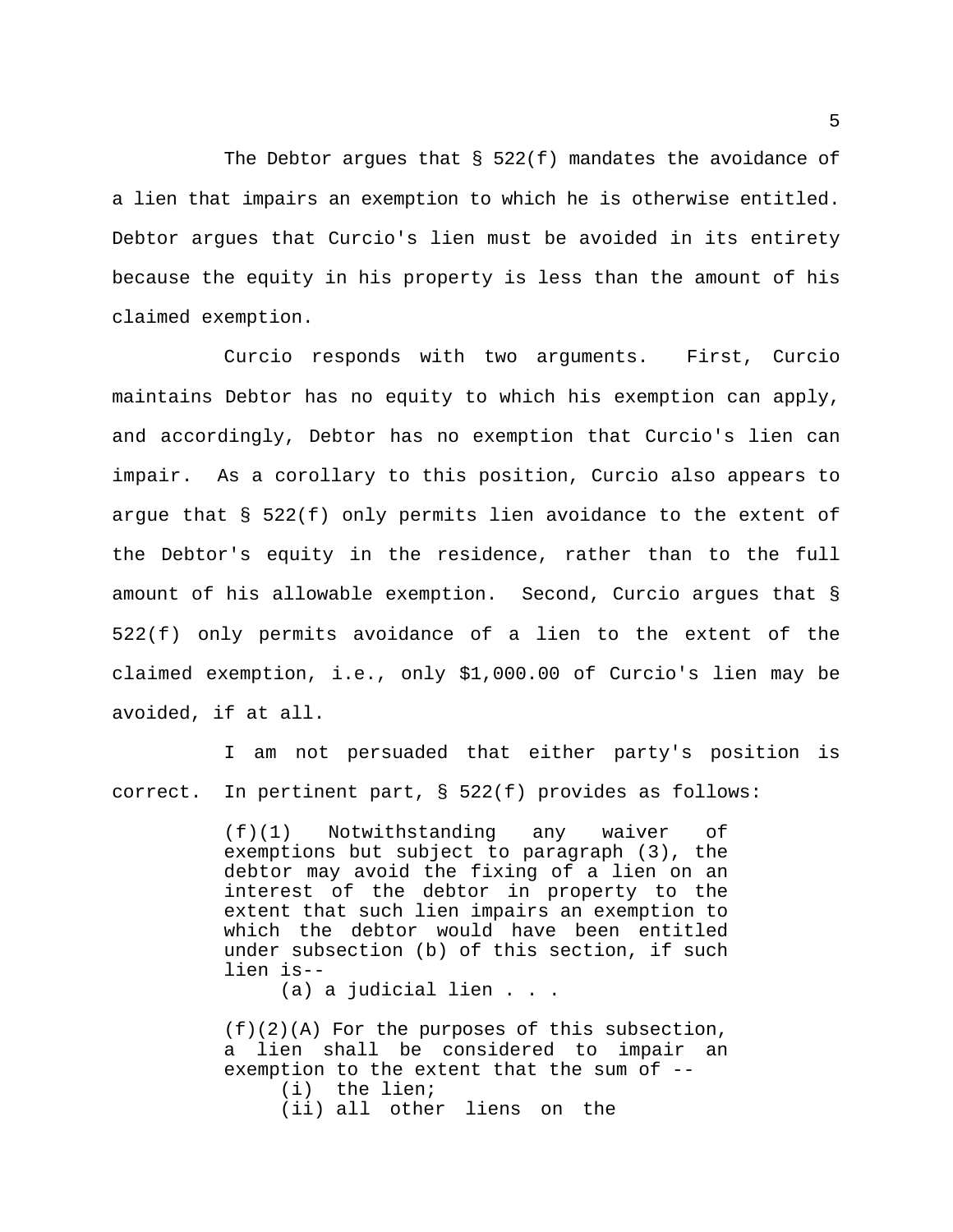The Debtor argues that § 522(f) mandates the avoidance of a lien that impairs an exemption to which he is otherwise entitled. Debtor argues that Curcio's lien must be avoided in its entirety because the equity in his property is less than the amount of his claimed exemption.

Curcio responds with two arguments. First, Curcio maintains Debtor has no equity to which his exemption can apply, and accordingly, Debtor has no exemption that Curcio's lien can impair. As a corollary to this position, Curcio also appears to argue that § 522(f) only permits lien avoidance to the extent of the Debtor's equity in the residence, rather than to the full amount of his allowable exemption. Second, Curcio argues that § 522(f) only permits avoidance of a lien to the extent of the claimed exemption, i.e., only $1,000.00 of Curcio's lien may be avoided, if at all.

I am not persuaded that either party's position is correct. In pertinent part, § 522(f) provides as follows:

> (f)(1) Notwithstanding any waiver of exemptions but subject to paragraph (3), the debtor may avoid the fixing of a lien on an interest of the debtor in property to the extent that such lien impairs an exemption to which the debtor would have been entitled under subsection (b) of this section, if such lien is--
>
> (a) a judicial lien . . .
>
> (f)(2)(A) For the purposes of this subsection, a lien shall be considered to impair an exemption to the extent that the sum of --
>
> (i) the lien;
>
> (ii) all other liens on the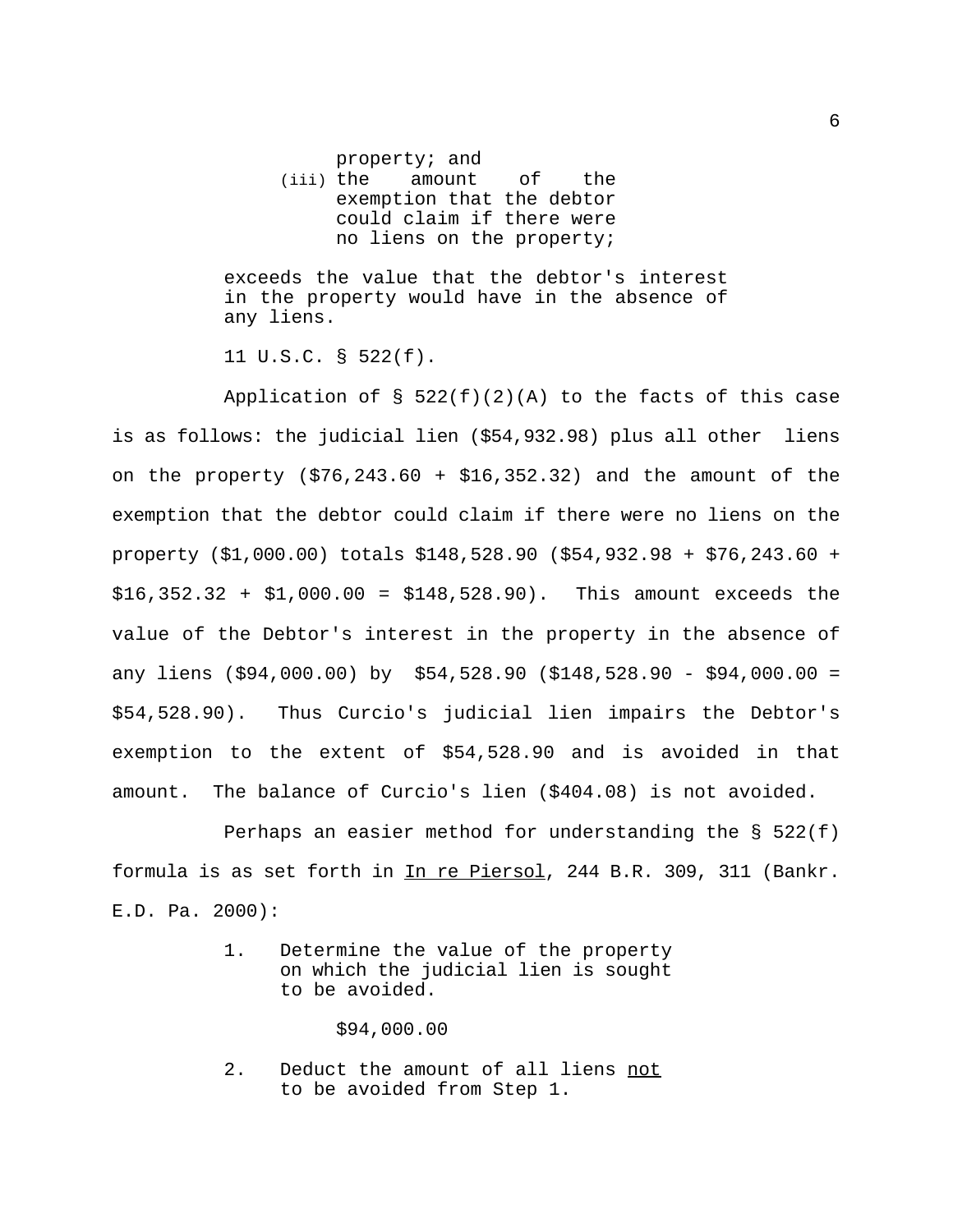> property; and
>
> (iii) the amount of the exemption that the debtor could claim if there were no liens on the property;
>
> exceeds the value that the debtor's interest in the property would have in the absence of any liens.

11 U.S.C. § 522(f).

Application of § 522(f)(2)(A) to the facts of this case is as follows: the judicial lien ($54,932.98) plus all other liens on the property ($76,243.60 + $16,352.32) and the amount of the exemption that the debtor could claim if there were no liens on the property ($1,000.00) totals $148,528.90 ($54,932.98 + $76,243.60 + $16,352.32 + $1,000.00 = $148,528.90). This amount exceeds the value of the Debtor's interest in the property in the absence of any liens ($94,000.00) by $54,528.90 ($148,528.90 - $94,000.00 = $54,528.90). Thus Curcio's judicial lien impairs the Debtor's exemption to the extent of $54,528.90 and is avoided in that amount. The balance of Curcio's lien ($404.08) is not avoided.

Perhaps an easier method for understanding the § 522(f) formula is as set forth in <u>In re Piersol</u>, 244 B.R. 309, 311 (Bankr. E.D. Pa. 2000):

1. Determine the value of the property on which the judicial lien is sought to be avoided.

   $94,000.00

2. Deduct the amount of all liens <u>not</u> to be avoided from Step 1.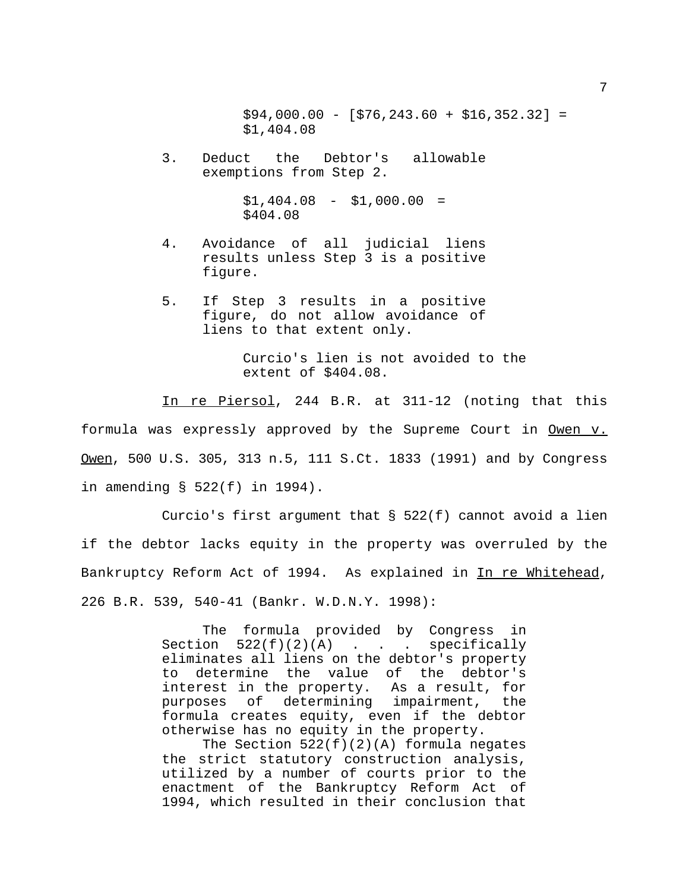> $94,000.00 - [$76,243.60 + $16,352.32] = $1,404.08

3. Deduct the Debtor's allowable exemptions from Step 2.

   > $1,404.08 - $1,000.00 = $404.08

4. Avoidance of all judicial liens results unless Step 3 is a positive figure.

5. If Step 3 results in a positive figure, do not allow avoidance of liens to that extent only.

   > Curcio's lien is not avoided to the extent of $404.08.

In re Piersol, 244 B.R. at 311-12 (noting that this formula was expressly approved by the Supreme Court in Owen v. Owen, 500 U.S. 305, 313 n.5, 111 S.Ct. 1833 (1991) and by Congress in amending § 522(f) in 1994).

Curcio's first argument that § 522(f) cannot avoid a lien if the debtor lacks equity in the property was overruled by the Bankruptcy Reform Act of 1994. As explained in In re Whitehead, 226 B.R. 539, 540-41 (Bankr. W.D.N.Y. 1998):

> The formula provided by Congress in Section 522(f)(2)(A) . . . specifically eliminates all liens on the debtor's property to determine the value of the debtor's interest in the property. As a result, for purposes of determining impairment, the formula creates equity, even if the debtor otherwise has no equity in the property.
>
> The Section 522(f)(2)(A) formula negates the strict statutory construction analysis, utilized by a number of courts prior to the enactment of the Bankruptcy Reform Act of 1994, which resulted in their conclusion that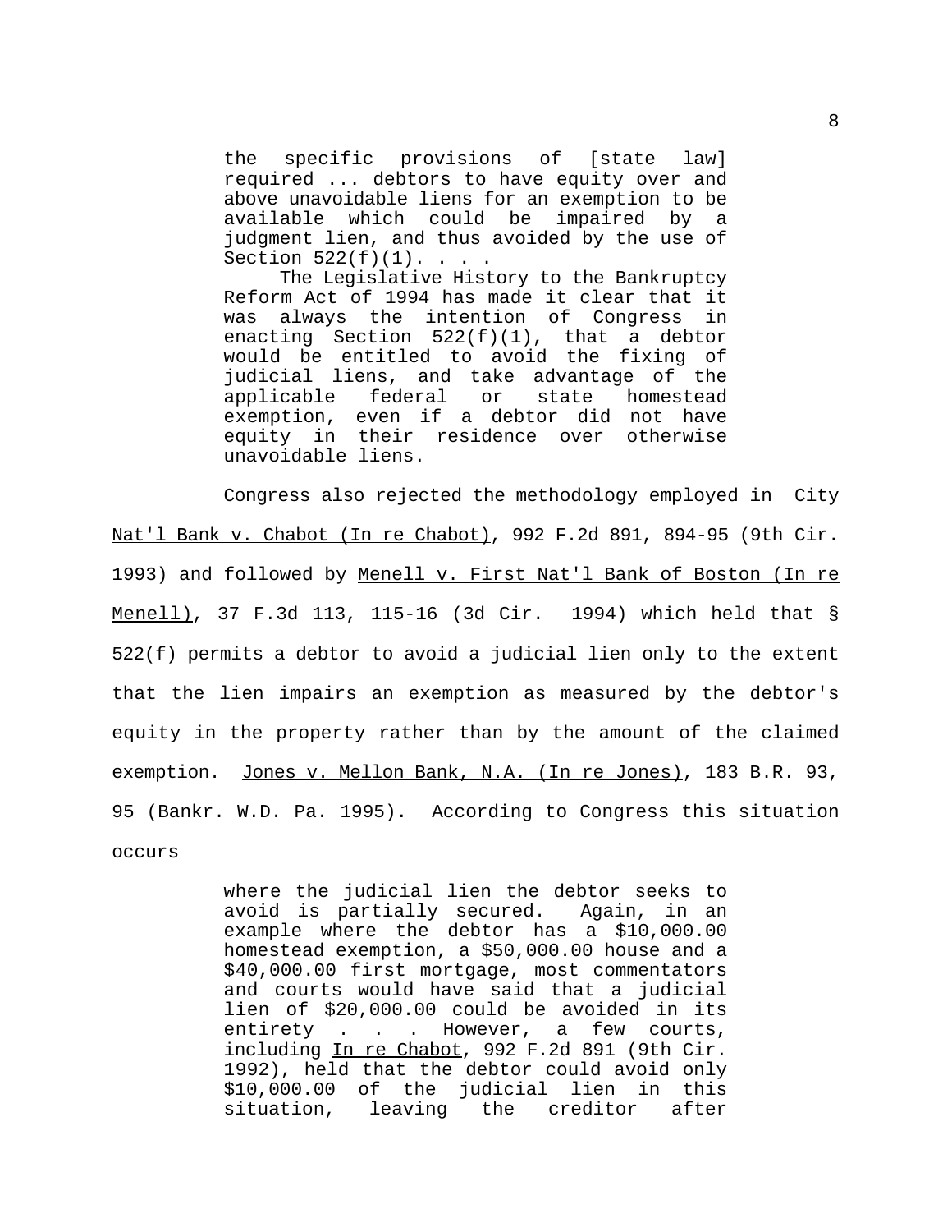> the specific provisions of [state law] required ... debtors to have equity over and above unavoidable liens for an exemption to be available which could be impaired by a judgment lien, and thus avoided by the use of Section 522(f)(1). . . .
>
> The Legislative History to the Bankruptcy Reform Act of 1994 has made it clear that it was always the intention of Congress in enacting Section 522(f)(1), that a debtor would be entitled to avoid the fixing of judicial liens, and take advantage of the applicable federal or state homestead exemption, even if a debtor did not have equity in their residence over otherwise unavoidable liens.

Congress also rejected the methodology employed in City Nat'l Bank v. Chabot (In re Chabot), 992 F.2d 891, 894-95 (9th Cir. 1993) and followed by Menell v. First Nat'l Bank of Boston (In re Menell), 37 F.3d 113, 115-16 (3d Cir. 1994) which held that § 522(f) permits a debtor to avoid a judicial lien only to the extent that the lien impairs an exemption as measured by the debtor's equity in the property rather than by the amount of the claimed exemption. Jones v. Mellon Bank, N.A. (In re Jones), 183 B.R. 93, 95 (Bankr. W.D. Pa. 1995). According to Congress this situation occurs

> where the judicial lien the debtor seeks to avoid is partially secured. Again, in an example where the debtor has a $10,000.00 homestead exemption, a $50,000.00 house and a $40,000.00 first mortgage, most commentators and courts would have said that a judicial lien of $20,000.00 could be avoided in its entirety . . . However, a few courts, including In re Chabot, 992 F.2d 891 (9th Cir. 1992), held that the debtor could avoid only $10,000.00 of the judicial lien in this situation, leaving the creditor after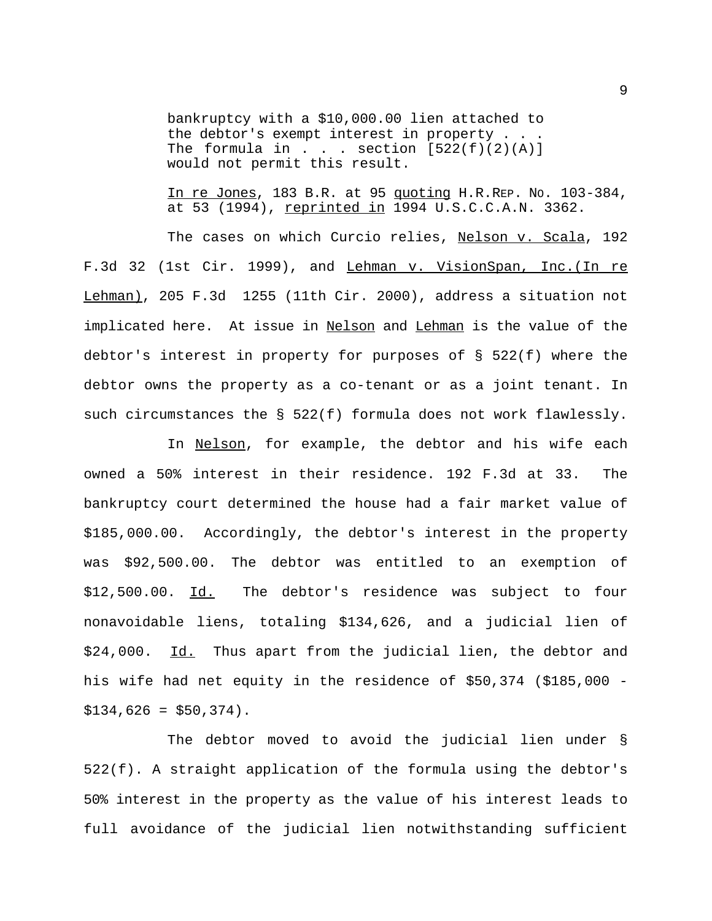> bankruptcy with a $10,000.00 lien attached to the debtor's exempt interest in property . . . The formula in . . . section [522(f)(2)(A)] would not permit this result.
>
> In re Jones, 183 B.R. at 95 quoting H.R.REP. NO. 103-384, at 53 (1994), reprinted in 1994 U.S.C.C.A.N. 3362.

The cases on which Curcio relies, Nelson v. Scala, 192 F.3d 32 (1st Cir. 1999), and Lehman v. VisionSpan, Inc.(In re Lehman), 205 F.3d 1255 (11th Cir. 2000), address a situation not implicated here. At issue in Nelson and Lehman is the value of the debtor's interest in property for purposes of § 522(f) where the debtor owns the property as a co-tenant or as a joint tenant. In such circumstances the § 522(f) formula does not work flawlessly.

In Nelson, for example, the debtor and his wife each owned a 50% interest in their residence. 192 F.3d at 33. The bankruptcy court determined the house had a fair market value of $185,000.00. Accordingly, the debtor's interest in the property was $92,500.00. The debtor was entitled to an exemption of $12,500.00. Id. The debtor's residence was subject to four nonavoidable liens, totaling $134,626, and a judicial lien of $24,000. Id. Thus apart from the judicial lien, the debtor and his wife had net equity in the residence of $50,374 ($185,000 - $134,626 = $50,374).

The debtor moved to avoid the judicial lien under § 522(f). A straight application of the formula using the debtor's 50% interest in the property as the value of his interest leads to full avoidance of the judicial lien notwithstanding sufficient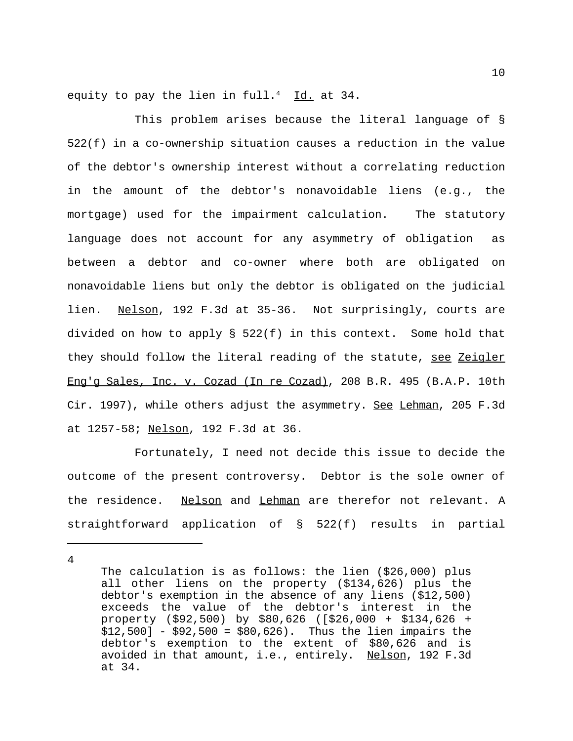equity to pay the lien in full.[4] Id. at 34.

This problem arises because the literal language of § 522(f) in a co-ownership situation causes a reduction in the value of the debtor's ownership interest without a correlating reduction in the amount of the debtor's nonavoidable liens (e.g., the mortgage) used for the impairment calculation. The statutory language does not account for any asymmetry of obligation as between a debtor and co-owner where both are obligated on nonavoidable liens but only the debtor is obligated on the judicial lien. Nelson, 192 F.3d at 35-36. Not surprisingly, courts are divided on how to apply § 522(f) in this context. Some hold that they should follow the literal reading of the statute, see Zeigler Eng'g Sales, Inc. v. Cozad (In re Cozad), 208 B.R. 495 (B.A.P. 10th Cir. 1997), while others adjust the asymmetry. See Lehman, 205 F.3d at 1257-58; Nelson, 192 F.3d at 36.

Fortunately, I need not decide this issue to decide the outcome of the present controversy. Debtor is the sole owner of the residence. Nelson and Lehman are therefor not relevant. A straightforward application of § 522(f) results in partial

---

[4] The calculation is as follows: the lien ($26,000) plus all other liens on the property ($134,626) plus the debtor's exemption in the absence of any liens ($12,500) exceeds the value of the debtor's interest in the property ($92,500) by $80,626 ([$26,000 + $134,626 + $12,500] - $92,500 = $80,626). Thus the lien impairs the debtor's exemption to the extent of $80,626 and is avoided in that amount, i.e., entirely. Nelson, 192 F.3d at 34.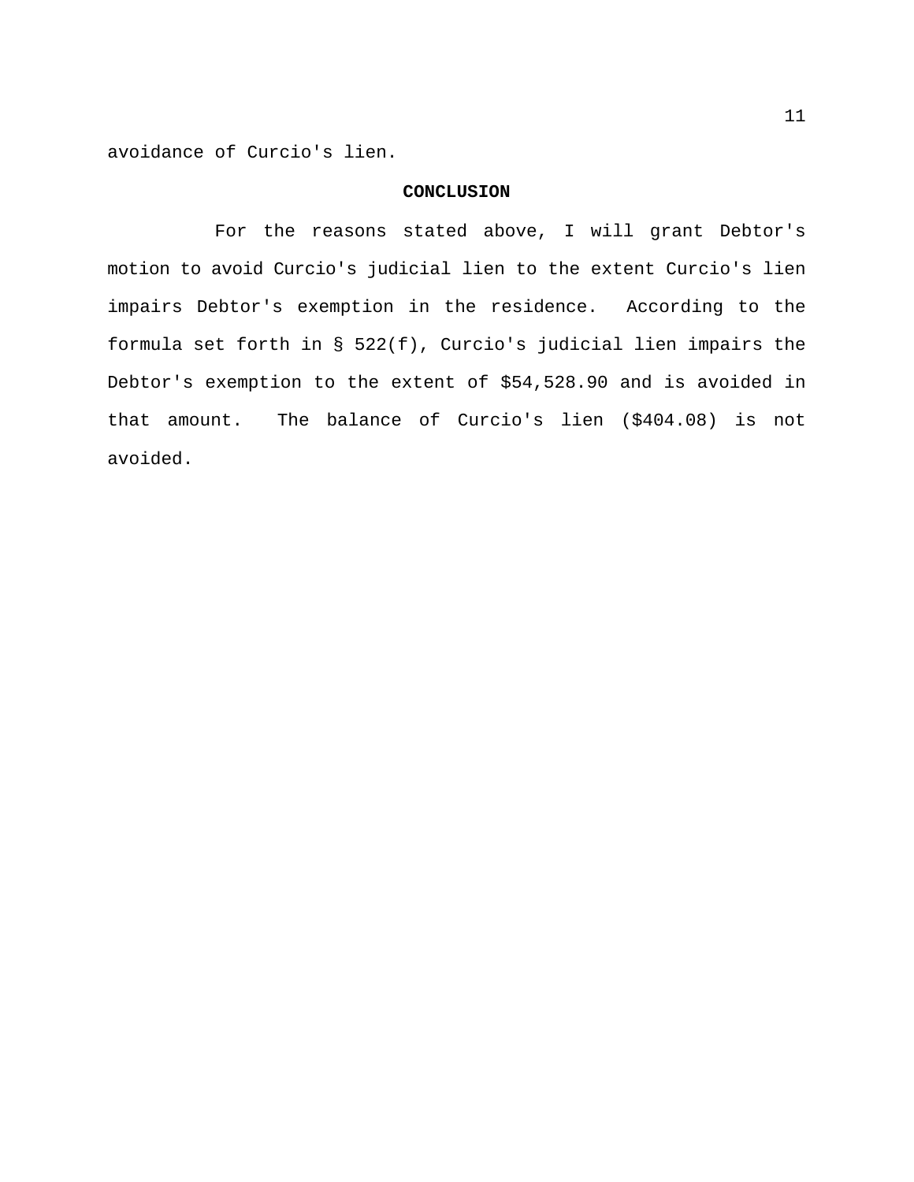avoidance of Curcio's lien.

## CONCLUSION

For the reasons stated above, I will grant Debtor's motion to avoid Curcio's judicial lien to the extent Curcio's lien impairs Debtor's exemption in the residence. According to the formula set forth in § 522(f), Curcio's judicial lien impairs the Debtor's exemption to the extent of $54,528.90 and is avoided in that amount. The balance of Curcio's lien ($404.08) is not avoided.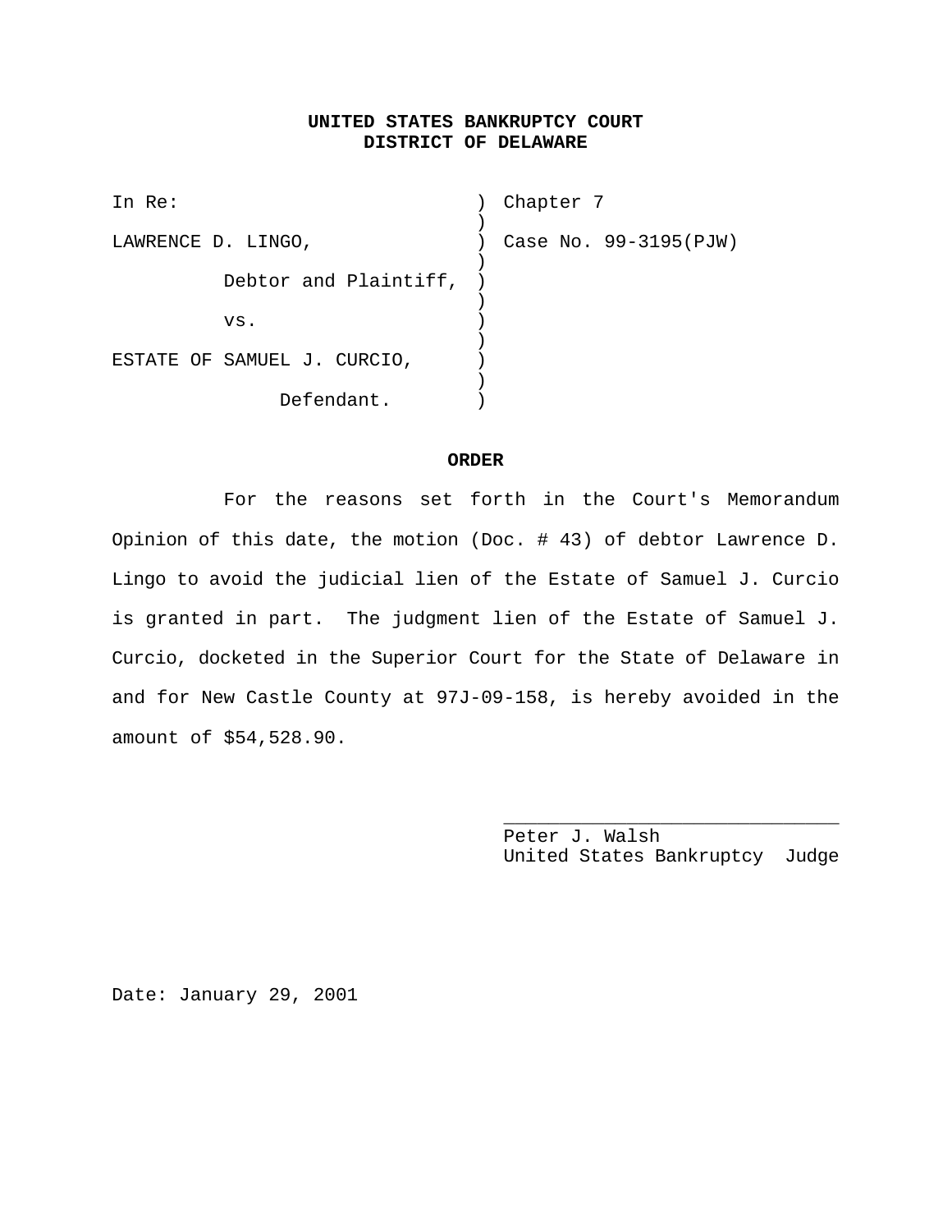**UNITED STATES BANKRUPTCY COURT**
**DISTRICT OF DELAWARE**

| | | |
|---|---|---|
| In Re: | ) | Chapter 7 |
| LAWRENCE D. LINGO, | ) | Case No. 99-3195(PJW) |
| Debtor and Plaintiff, | ) | |
| vs. | ) | |
| ESTATE OF SAMUEL J. CURCIO, | ) | |
| Defendant. | ) | |

**ORDER**

For the reasons set forth in the Court's Memorandum Opinion of this date, the motion (Doc. # 43) of debtor Lawrence D. Lingo to avoid the judicial lien of the Estate of Samuel J. Curcio is granted in part. The judgment lien of the Estate of Samuel J. Curcio, docketed in the Superior Court for the State of Delaware in and for New Castle County at 97J-09-158, is hereby avoided in the amount of $54,528.90.

\_\_\_\_\_\_\_\_\_\_\_\_\_\_\_\_\_\_\_\_\_\_\_\_\_\_\_\_\_\_
Peter J. Walsh
United States Bankruptcy Judge

Date: January 29, 2001